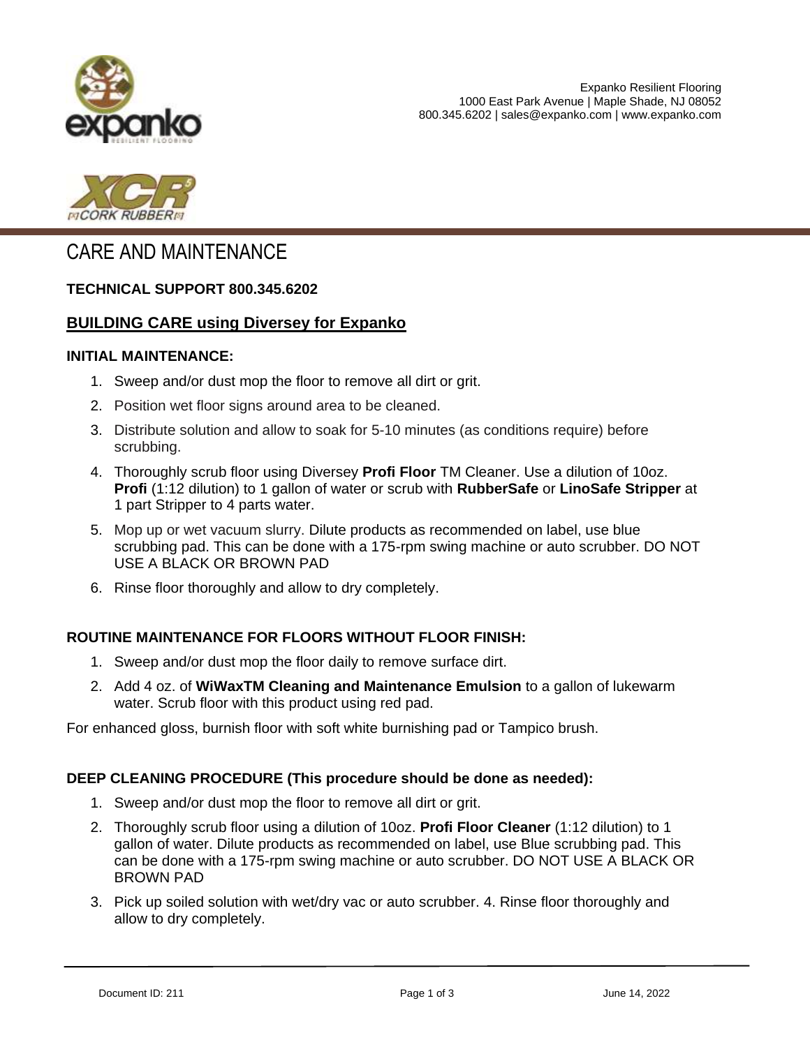Expanko Resilient Flooring
1000 East Park Avenue | Maple Shade, NJ 08052
800.345.6202 | sales@expanko.com | www.expanko.com

# CARE AND MAINTENANCE

**TECHNICAL SUPPORT 800.345.6202**

## BUILDING CARE using Diversey for Expanko

### INITIAL MAINTENANCE:

1. Sweep and/or dust mop the floor to remove all dirt or grit.
2. Position wet floor signs around area to be cleaned.
3. Distribute solution and allow to soak for 5-10 minutes (as conditions require) before scrubbing.
4. Thoroughly scrub floor using Diversey **Profi Floor** TM Cleaner. Use a dilution of 10oz. **Profi** (1:12 dilution) to 1 gallon of water or scrub with **RubberSafe** or **LinoSafe Stripper** at 1 part Stripper to 4 parts water.
5. Mop up or wet vacuum slurry. Dilute products as recommended on label, use blue scrubbing pad. This can be done with a 175-rpm swing machine or auto scrubber. DO NOT USE A BLACK OR BROWN PAD
6. Rinse floor thoroughly and allow to dry completely.

### ROUTINE MAINTENANCE FOR FLOORS WITHOUT FLOOR FINISH:

1. Sweep and/or dust mop the floor daily to remove surface dirt.
2. Add 4 oz. of **WiWaxTM Cleaning and Maintenance Emulsion** to a gallon of lukewarm water. Scrub floor with this product using red pad.

For enhanced gloss, burnish floor with soft white burnishing pad or Tampico brush.

### DEEP CLEANING PROCEDURE (This procedure should be done as needed):

1. Sweep and/or dust mop the floor to remove all dirt or grit.
2. Thoroughly scrub floor using a dilution of 10oz. **Profi Floor Cleaner** (1:12 dilution) to 1 gallon of water. Dilute products as recommended on label, use Blue scrubbing pad. This can be done with a 175-rpm swing machine or auto scrubber. DO NOT USE A BLACK OR BROWN PAD
3. Pick up soiled solution with wet/dry vac or auto scrubber. 4. Rinse floor thoroughly and allow to dry completely.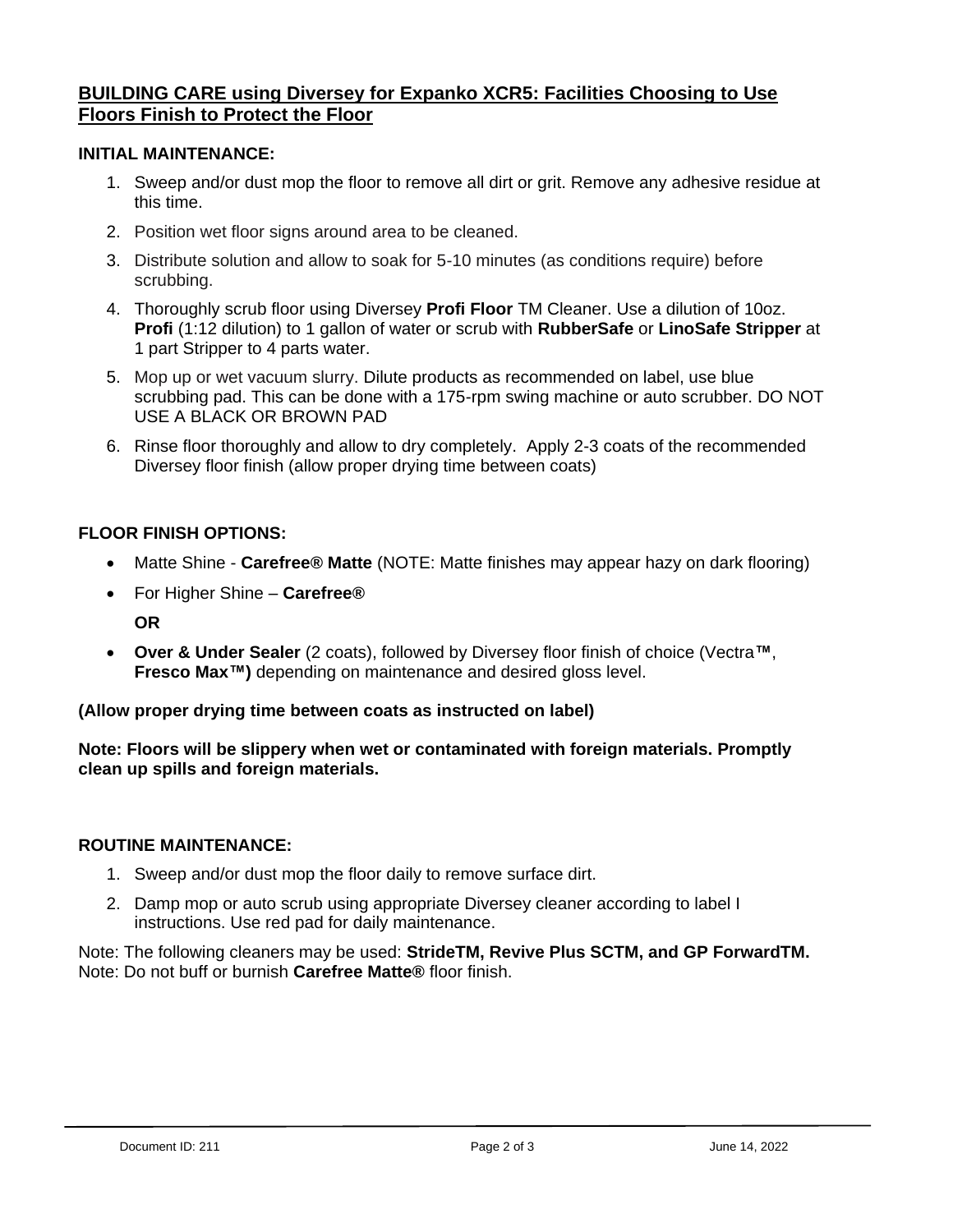## BUILDING CARE using Diversey for Expanko XCR5: Facilities Choosing to Use Floors Finish to Protect the Floor

**INITIAL MAINTENANCE:**

1. Sweep and/or dust mop the floor to remove all dirt or grit. Remove any adhesive residue at this time.
2. Position wet floor signs around area to be cleaned.
3. Distribute solution and allow to soak for 5-10 minutes (as conditions require) before scrubbing.
4. Thoroughly scrub floor using Diversey **Profi Floor** TM Cleaner. Use a dilution of 10oz. **Profi** (1:12 dilution) to 1 gallon of water or scrub with **RubberSafe** or **LinoSafe Stripper** at 1 part Stripper to 4 parts water.
5. Mop up or wet vacuum slurry. Dilute products as recommended on label, use blue scrubbing pad. This can be done with a 175-rpm swing machine or auto scrubber. DO NOT USE A BLACK OR BROWN PAD
6. Rinse floor thoroughly and allow to dry completely. Apply 2-3 coats of the recommended Diversey floor finish (allow proper drying time between coats)

**FLOOR FINISH OPTIONS:**

- Matte Shine - **Carefree® Matte** (NOTE: Matte finishes may appear hazy on dark flooring)
- For Higher Shine – **Carefree®**

  **OR**

- **Over & Under Sealer** (2 coats), followed by Diversey floor finish of choice (Vectra**™**, **Fresco Max™)** depending on maintenance and desired gloss level.

**(Allow proper drying time between coats as instructed on label)**

**Note: Floors will be slippery when wet or contaminated with foreign materials. Promptly clean up spills and foreign materials.**

**ROUTINE MAINTENANCE:**

1. Sweep and/or dust mop the floor daily to remove surface dirt.
2. Damp mop or auto scrub using appropriate Diversey cleaner according to label I instructions. Use red pad for daily maintenance.

Note: The following cleaners may be used: **StrideTM, Revive Plus SCTM, and GP ForwardTM.**
Note: Do not buff or burnish **Carefree Matte®** floor finish.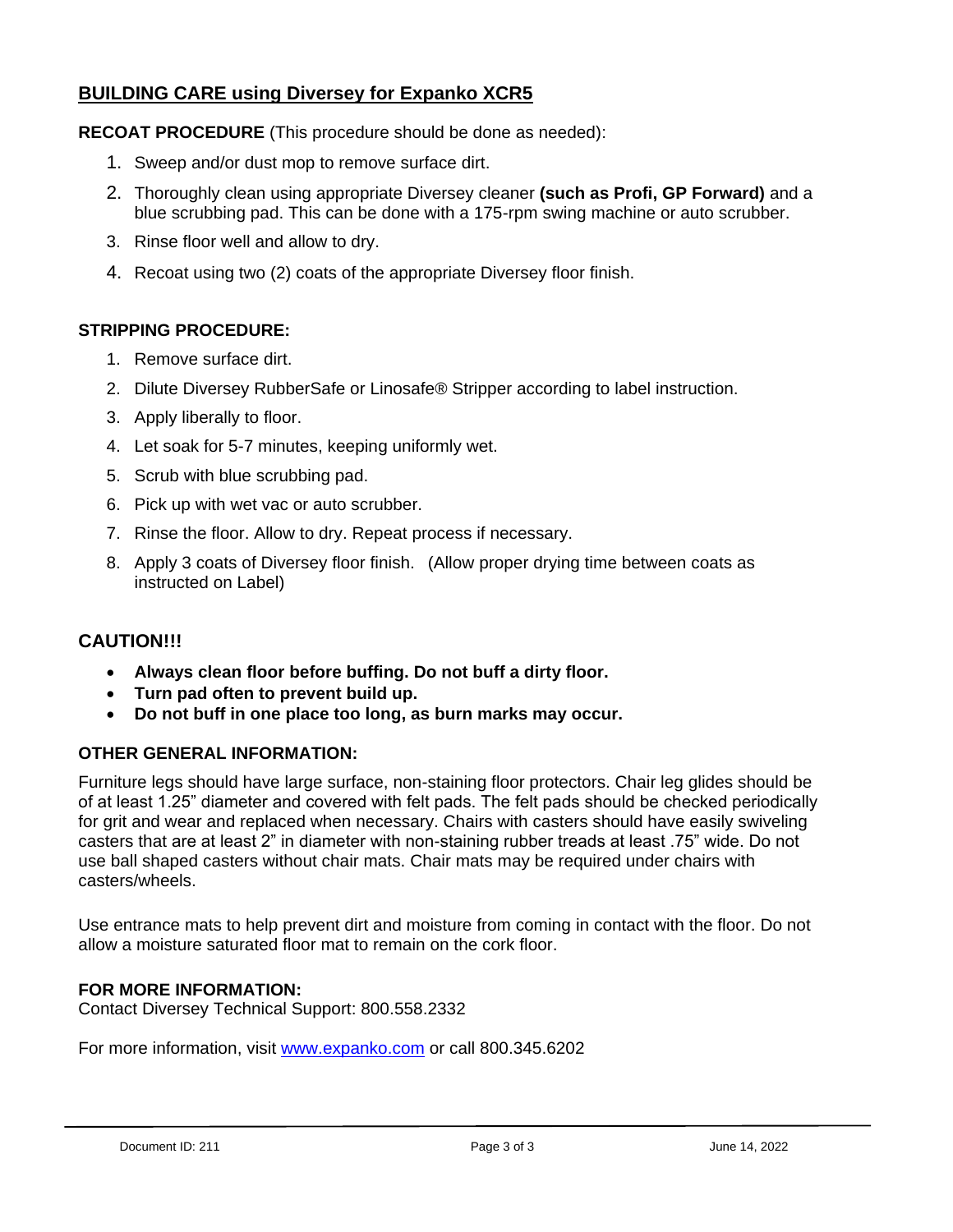## BUILDING CARE using Diversey for Expanko XCR5

**RECOAT PROCEDURE** (This procedure should be done as needed):

1. Sweep and/or dust mop to remove surface dirt.
2. Thoroughly clean using appropriate Diversey cleaner **(such as Profi, GP Forward)** and a blue scrubbing pad. This can be done with a 175-rpm swing machine or auto scrubber.
3. Rinse floor well and allow to dry.
4. Recoat using two (2) coats of the appropriate Diversey floor finish.

**STRIPPING PROCEDURE:**

1. Remove surface dirt.
2. Dilute Diversey RubberSafe or Linosafe® Stripper according to label instruction.
3. Apply liberally to floor.
4. Let soak for 5-7 minutes, keeping uniformly wet.
5. Scrub with blue scrubbing pad.
6. Pick up with wet vac or auto scrubber.
7. Rinse the floor. Allow to dry. Repeat process if necessary.
8. Apply 3 coats of Diversey floor finish. (Allow proper drying time between coats as instructed on Label)

### CAUTION!!!

- **Always clean floor before buffing. Do not buff a dirty floor.**
- **Turn pad often to prevent build up.**
- **Do not buff in one place too long, as burn marks may occur.**

**OTHER GENERAL INFORMATION:**

Furniture legs should have large surface, non-staining floor protectors. Chair leg glides should be of at least 1.25" diameter and covered with felt pads. The felt pads should be checked periodically for grit and wear and replaced when necessary. Chairs with casters should have easily swiveling casters that are at least 2" in diameter with non-staining rubber treads at least .75" wide. Do not use ball shaped casters without chair mats. Chair mats may be required under chairs with casters/wheels.

Use entrance mats to help prevent dirt and moisture from coming in contact with the floor. Do not allow a moisture saturated floor mat to remain on the cork floor.

**FOR MORE INFORMATION:**
Contact Diversey Technical Support: 800.558.2332

For more information, visit www.expanko.com or call 800.345.6202

Document ID: 211 June 14, 2022